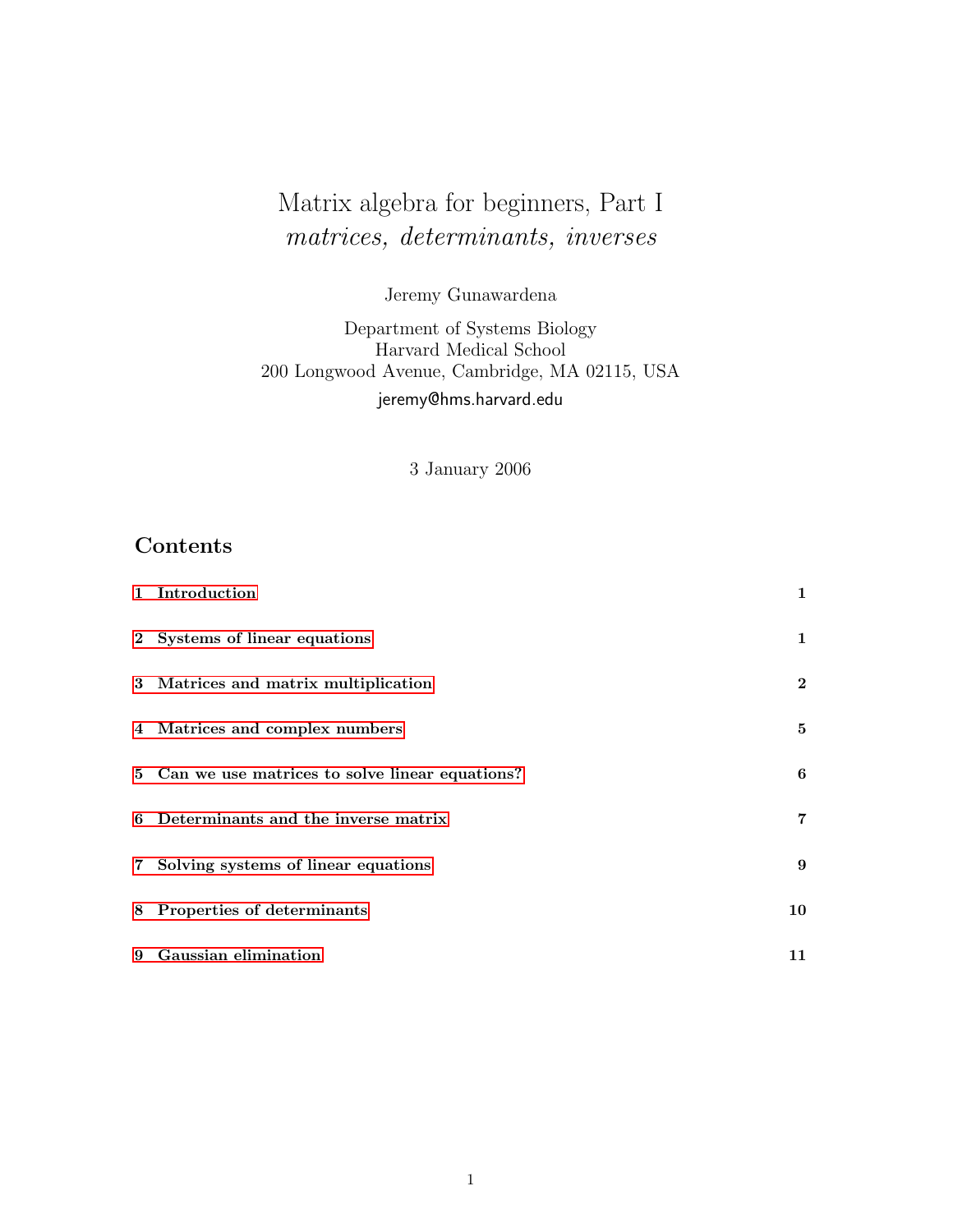# Matrix algebra for beginners, Part I
## *matrices, determinants, inverses*

Jeremy Gunawardena

Department of Systems Biology
Harvard Medical School
200 Longwood Avenue, Cambridge, MA 02115, USA
jeremy@hms.harvard.edu

3 January 2006

## Contents

| | |
|---|---|
| **1 Introduction** | **1** |
| **2 Systems of linear equations** | **1** |
| **3 Matrices and matrix multiplication** | **2** |
| **4 Matrices and complex numbers** | **5** |
| **5 Can we use matrices to solve linear equations?** | **6** |
| **6 Determinants and the inverse matrix** | **7** |
| **7 Solving systems of linear equations** | **9** |
| **8 Properties of determinants** | **10** |
| **9 Gaussian elimination** | **11** |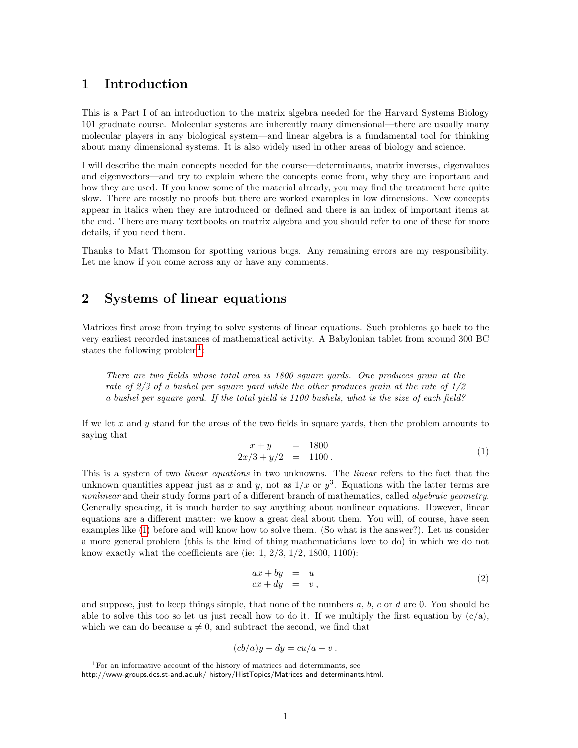# 1 Introduction

This is a Part I of an introduction to the matrix algebra needed for the Harvard Systems Biology 101 graduate course. Molecular systems are inherently many dimensional—there are usually many molecular players in any biological system—and linear algebra is a fundamental tool for thinking about many dimensional systems. It is also widely used in other areas of biology and science.

I will describe the main concepts needed for the course—determinants, matrix inverses, eigenvalues and eigenvectors—and try to explain where the concepts come from, why they are important and how they are used. If you know some of the material already, you may find the treatment here quite slow. There are mostly no proofs but there are worked examples in low dimensions. New concepts appear in italics when they are introduced or defined and there is an index of important items at the end. There are many textbooks on matrix algebra and you should refer to one of these for more details, if you need them.

Thanks to Matt Thomson for spotting various bugs. Any remaining errors are my responsibility. Let me know if you come across any or have any comments.

# 2 Systems of linear equations

Matrices first arose from trying to solve systems of linear equations. Such problems go back to the very earliest recorded instances of mathematical activity. A Babylonian tablet from around 300 BC states the following problem[1]:

> *There are two fields whose total area is 1800 square yards. One produces grain at the rate of 2/3 of a bushel per square yard while the other produces grain at the rate of 1/2 a bushel per square yard. If the total yield is 1100 bushels, what is the size of each field?*

If we let $x$ and $y$ stand for the areas of the two fields in square yards, then the problem amounts to saying that

$$\begin{aligned} x + y &= 1800 \\ 2x/3 + y/2 &= 1100\,. \end{aligned} \tag{1}$$

This is a system of two *linear equations* in two unknowns. The *linear* refers to the fact that the unknown quantities appear just as $x$ and $y$, not as $1/x$ or $y^3$. Equations with the latter terms are *nonlinear* and their study forms part of a different branch of mathematics, called *algebraic geometry*. Generally speaking, it is much harder to say anything about nonlinear equations. However, linear equations are a different matter: we know a great deal about them. You will, of course, have seen examples like (1) before and will know how to solve them. (So what is the answer?). Let us consider a more general problem (this is the kind of thing mathematicians love to do) in which we do not know exactly what the coefficients are (ie: 1, 2/3, 1/2, 1800, 1100):

$$\begin{aligned} ax + by &= u \\ cx + dy &= v\,, \end{aligned} \tag{2}$$

and suppose, just to keep things simple, that none of the numbers $a$, $b$, $c$ or $d$ are 0. You should be able to solve this too so let us just recall how to do it. If we multiply the first equation by $(c/a)$, which we can do because $a \neq 0$, and subtract the second, we find that

$$(cb/a)y - dy = cu/a - v\,.$$

[1] For an informative account of the history of matrices and determinants, see http://www-groups.dcs.st-and.ac.uk/ history/HistTopics/Matrices_and_determinants.html.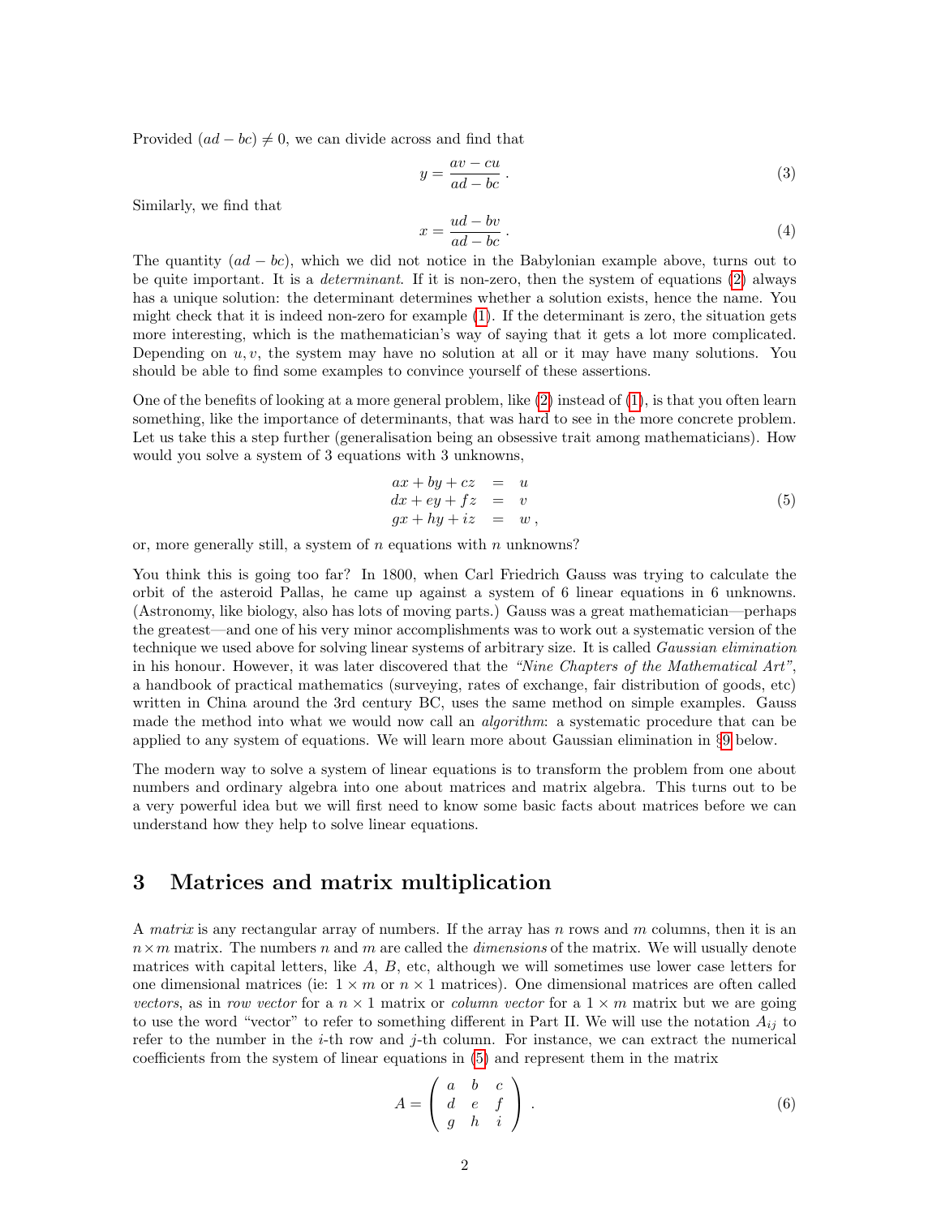Provided $(ad - bc) \neq 0$, we can divide across and find that

$$y = \frac{av - cu}{ad - bc} \,. \tag{3}$$

Similarly, we find that

$$x = \frac{ud - bv}{ad - bc} \,. \tag{4}$$

The quantity $(ad - bc)$, which we did not notice in the Babylonian example above, turns out to be quite important. It is a *determinant*. If it is non-zero, then the system of equations (2) always has a unique solution: the determinant determines whether a solution exists, hence the name. You might check that it is indeed non-zero for example (1). If the determinant is zero, the situation gets more interesting, which is the mathematician's way of saying that it gets a lot more complicated. Depending on $u, v$, the system may have no solution at all or it may have many solutions. You should be able to find some examples to convince yourself of these assertions.

One of the benefits of looking at a more general problem, like (2) instead of (1), is that you often learn something, like the importance of determinants, that was hard to see in the more concrete problem. Let us take this a step further (generalisation being an obsessive trait among mathematicians). How would you solve a system of 3 equations with 3 unknowns,

$$\begin{array}{rcl} ax + by + cz & = & u \\ dx + ey + fz & = & v \\ gx + hy + iz & = & w \,, \end{array} \tag{5}$$

or, more generally still, a system of $n$ equations with $n$ unknowns?

You think this is going too far? In 1800, when Carl Friedrich Gauss was trying to calculate the orbit of the asteroid Pallas, he came up against a system of 6 linear equations in 6 unknowns. (Astronomy, like biology, also has lots of moving parts.) Gauss was a great mathematician—perhaps the greatest—and one of his very minor accomplishments was to work out a systematic version of the technique we used above for solving linear systems of arbitrary size. It is called *Gaussian elimination* in his honour. However, it was later discovered that the *"Nine Chapters of the Mathematical Art"*, a handbook of practical mathematics (surveying, rates of exchange, fair distribution of goods, etc) written in China around the 3rd century BC, uses the same method on simple examples. Gauss made the method into what we would now call an *algorithm*: a systematic procedure that can be applied to any system of equations. We will learn more about Gaussian elimination in §9 below.

The modern way to solve a system of linear equations is to transform the problem from one about numbers and ordinary algebra into one about matrices and matrix algebra. This turns out to be a very powerful idea but we will first need to know some basic facts about matrices before we can understand how they help to solve linear equations.

## 3 Matrices and matrix multiplication

A *matrix* is any rectangular array of numbers. If the array has $n$ rows and $m$ columns, then it is an $n \times m$ matrix. The numbers $n$ and $m$ are called the *dimensions* of the matrix. We will usually denote matrices with capital letters, like $A$, $B$, etc, although we will sometimes use lower case letters for one dimensional matrices (ie: $1 \times m$ or $n \times 1$ matrices). One dimensional matrices are often called *vectors*, as in *row vector* for a $n \times 1$ matrix or *column vector* for a $1 \times m$ matrix but we are going to use the word "vector" to refer to something different in Part II. We will use the notation $A_{ij}$ to refer to the number in the $i$-th row and $j$-th column. For instance, we can extract the numerical coefficients from the system of linear equations in (5) and represent them in the matrix

$$A = \begin{pmatrix} a & b & c \\ d & e & f \\ g & h & i \end{pmatrix} \,. \tag{6}$$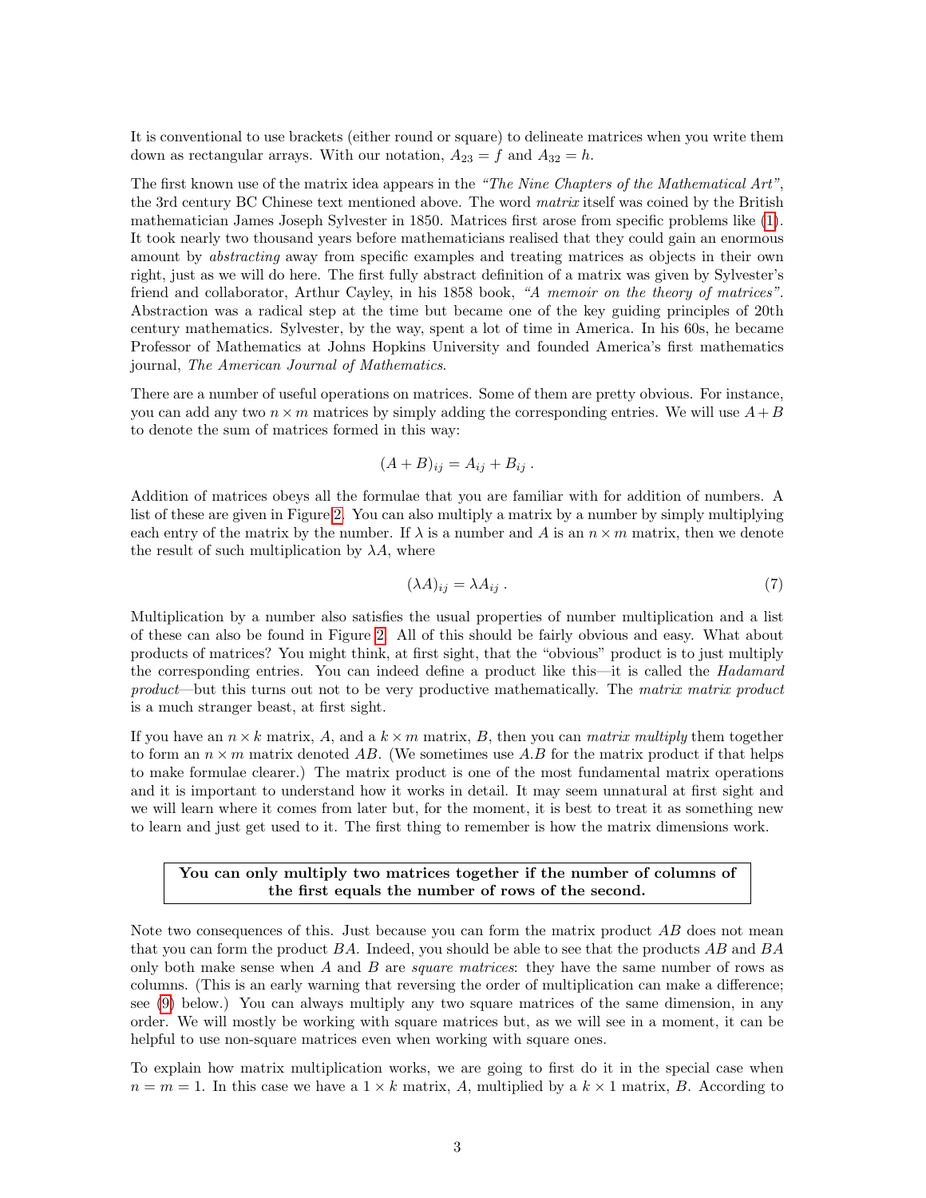It is conventional to use brackets (either round or square) to delineate matrices when you write them down as rectangular arrays. With our notation, $A_{23} = f$ and $A_{32} = h$.

The first known use of the matrix idea appears in the *"The Nine Chapters of the Mathematical Art"*, the 3rd century BC Chinese text mentioned above. The word *matrix* itself was coined by the British mathematician James Joseph Sylvester in 1850. Matrices first arose from specific problems like (1). It took nearly two thousand years before mathematicians realised that they could gain an enormous amount by *abstracting* away from specific examples and treating matrices as objects in their own right, just as we will do here. The first fully abstract definition of a matrix was given by Sylvester's friend and collaborator, Arthur Cayley, in his 1858 book, *"A memoir on the theory of matrices"*. Abstraction was a radical step at the time but became one of the key guiding principles of 20th century mathematics. Sylvester, by the way, spent a lot of time in America. In his 60s, he became Professor of Mathematics at Johns Hopkins University and founded America's first mathematics journal, *The American Journal of Mathematics*.

There are a number of useful operations on matrices. Some of them are pretty obvious. For instance, you can add any two $n \times m$ matrices by simply adding the corresponding entries. We will use $A + B$ to denote the sum of matrices formed in this way:

$$(A + B)_{ij} = A_{ij} + B_{ij} \; .$$

Addition of matrices obeys all the formulae that you are familiar with for addition of numbers. A list of these are given in Figure 2. You can also multiply a matrix by a number by simply multiplying each entry of the matrix by the number. If $\lambda$ is a number and $A$ is an $n \times m$ matrix, then we denote the result of such multiplication by $\lambda A$, where

$$(\lambda A)_{ij} = \lambda A_{ij} \; . \tag{7}$$

Multiplication by a number also satisfies the usual properties of number multiplication and a list of these can also be found in Figure 2. All of this should be fairly obvious and easy. What about products of matrices? You might think, at first sight, that the "obvious" product is to just multiply the corresponding entries. You can indeed define a product like this—it is called the *Hadamard product*—but this turns out not to be very productive mathematically. The *matrix matrix product* is a much stranger beast, at first sight.

If you have an $n \times k$ matrix, $A$, and a $k \times m$ matrix, $B$, then you can *matrix multiply* them together to form an $n \times m$ matrix denoted $AB$. (We sometimes use $A.B$ for the matrix product if that helps to make formulae clearer.) The matrix product is one of the most fundamental matrix operations and it is important to understand how it works in detail. It may seem unnatural at first sight and we will learn where it comes from later but, for the moment, it is best to treat it as something new to learn and just get used to it. The first thing to remember is how the matrix dimensions work.

**You can only multiply two matrices together if the number of columns of the first equals the number of rows of the second.**

Note two consequences of this. Just because you can form the matrix product $AB$ does not mean that you can form the product $BA$. Indeed, you should be able to see that the products $AB$ and $BA$ only both make sense when $A$ and $B$ are *square matrices*: they have the same number of rows as columns. (This is an early warning that reversing the order of multiplication can make a difference; see (9) below.) You can always multiply any two square matrices of the same dimension, in any order. We will mostly be working with square matrices but, as we will see in a moment, it can be helpful to use non-square matrices even when working with square ones.

To explain how matrix multiplication works, we are going to first do it in the special case when $n = m = 1$. In this case we have a $1 \times k$ matrix, $A$, multiplied by a $k \times 1$ matrix, $B$. According to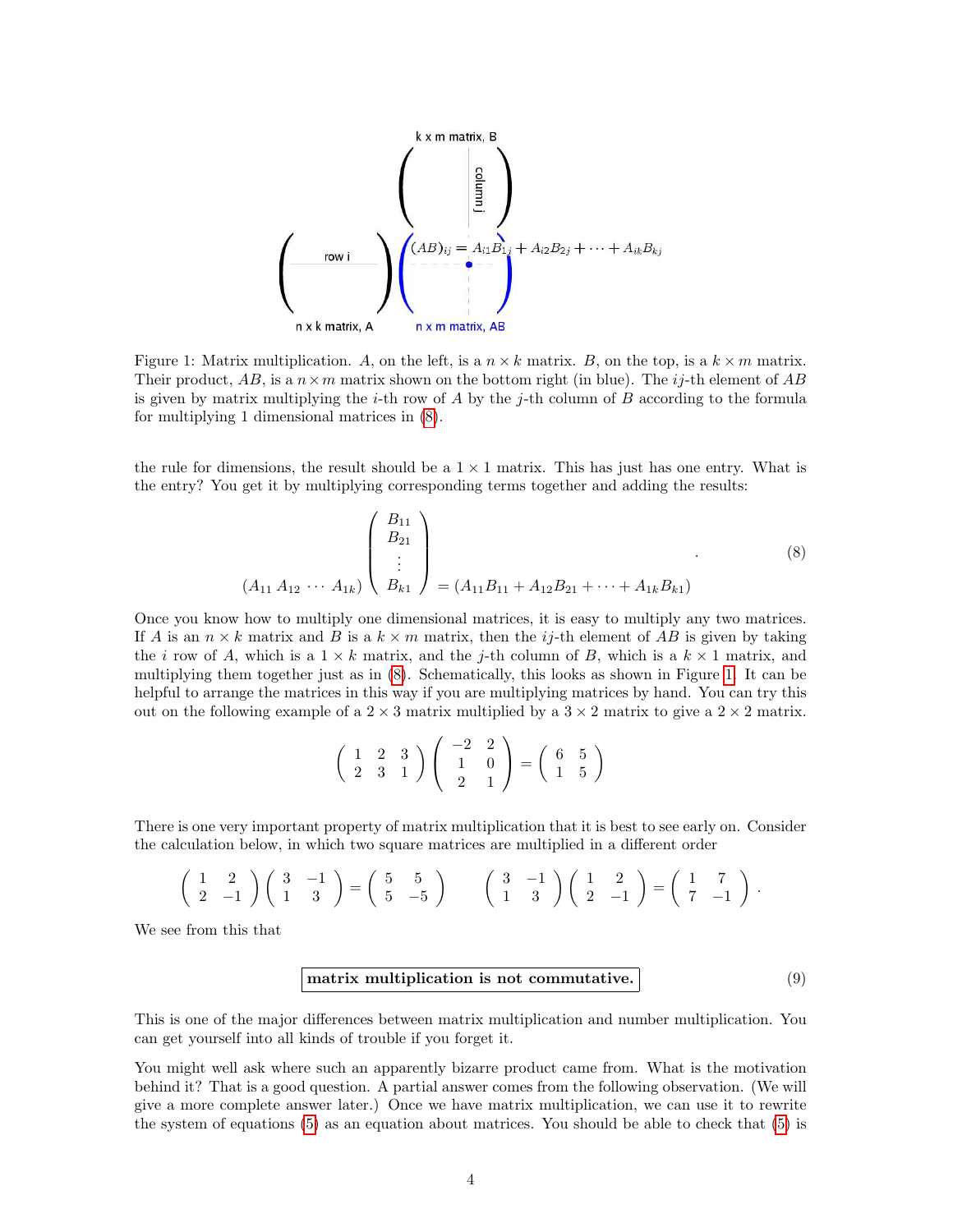Figure 1: Matrix multiplication. $A$, on the left, is a $n \times k$ matrix. $B$, on the top, is a $k \times m$ matrix. Their product, $AB$, is a $n \times m$ matrix shown on the bottom right (in blue). The $ij$-th element of $AB$ is given by matrix multiplying the $i$-th row of $A$ by the $j$-th column of $B$ according to the formula for multiplying 1 dimensional matrices in (8).

the rule for dimensions, the result should be a $1 \times 1$ matrix. This has just has one entry. What is the entry? You get it by multiplying corresponding terms together and adding the results:

$$\begin{pmatrix} A_{11} & A_{12} & \cdots & A_{1k} \end{pmatrix} \begin{pmatrix} B_{11} \\ B_{21} \\ \vdots \\ B_{k1} \end{pmatrix} = (A_{11}B_{11} + A_{12}B_{21} + \cdots + A_{1k}B_{k1}) \quad . \tag{8}$$

Once you know how to multiply one dimensional matrices, it is easy to multiply any two matrices. If $A$ is an $n \times k$ matrix and $B$ is a $k \times m$ matrix, then the $ij$-th element of $AB$ is given by taking the $i$ row of $A$, which is a $1 \times k$ matrix, and the $j$-th column of $B$, which is a $k \times 1$ matrix, and multiplying them together just as in (8). Schematically, this looks as shown in Figure 1. It can be helpful to arrange the matrices in this way if you are multiplying matrices by hand. You can try this out on the following example of a $2 \times 3$ matrix multiplied by a $3 \times 2$ matrix to give a $2 \times 2$ matrix.

$$\begin{pmatrix} 1 & 2 & 3 \\ 2 & 3 & 1 \end{pmatrix} \begin{pmatrix} -2 & 2 \\ 1 & 0 \\ 2 & 1 \end{pmatrix} = \begin{pmatrix} 6 & 5 \\ 1 & 5 \end{pmatrix}$$

There is one very important property of matrix multiplication that it is best to see early on. Consider the calculation below, in which two square matrices are multiplied in a different order

$$\begin{pmatrix} 1 & 2 \\ 2 & -1 \end{pmatrix} \begin{pmatrix} 3 & -1 \\ 1 & 3 \end{pmatrix} = \begin{pmatrix} 5 & 5 \\ 5 & -5 \end{pmatrix} \qquad \begin{pmatrix} 3 & -1 \\ 1 & 3 \end{pmatrix} \begin{pmatrix} 1 & 2 \\ 2 & -1 \end{pmatrix} = \begin{pmatrix} 1 & 7 \\ 7 & -1 \end{pmatrix} .$$

We see from this that

$$\boxed{\textbf{matrix multiplication is not commutative.}} \tag{9}$$

This is one of the major differences between matrix multiplication and number multiplication. You can get yourself into all kinds of trouble if you forget it.

You might well ask where such an apparently bizarre product came from. What is the motivation behind it? That is a good question. A partial answer comes from the following observation. (We will give a more complete answer later.) Once we have matrix multiplication, we can use it to rewrite the system of equations (5) as an equation about matrices. You should be able to check that (5) is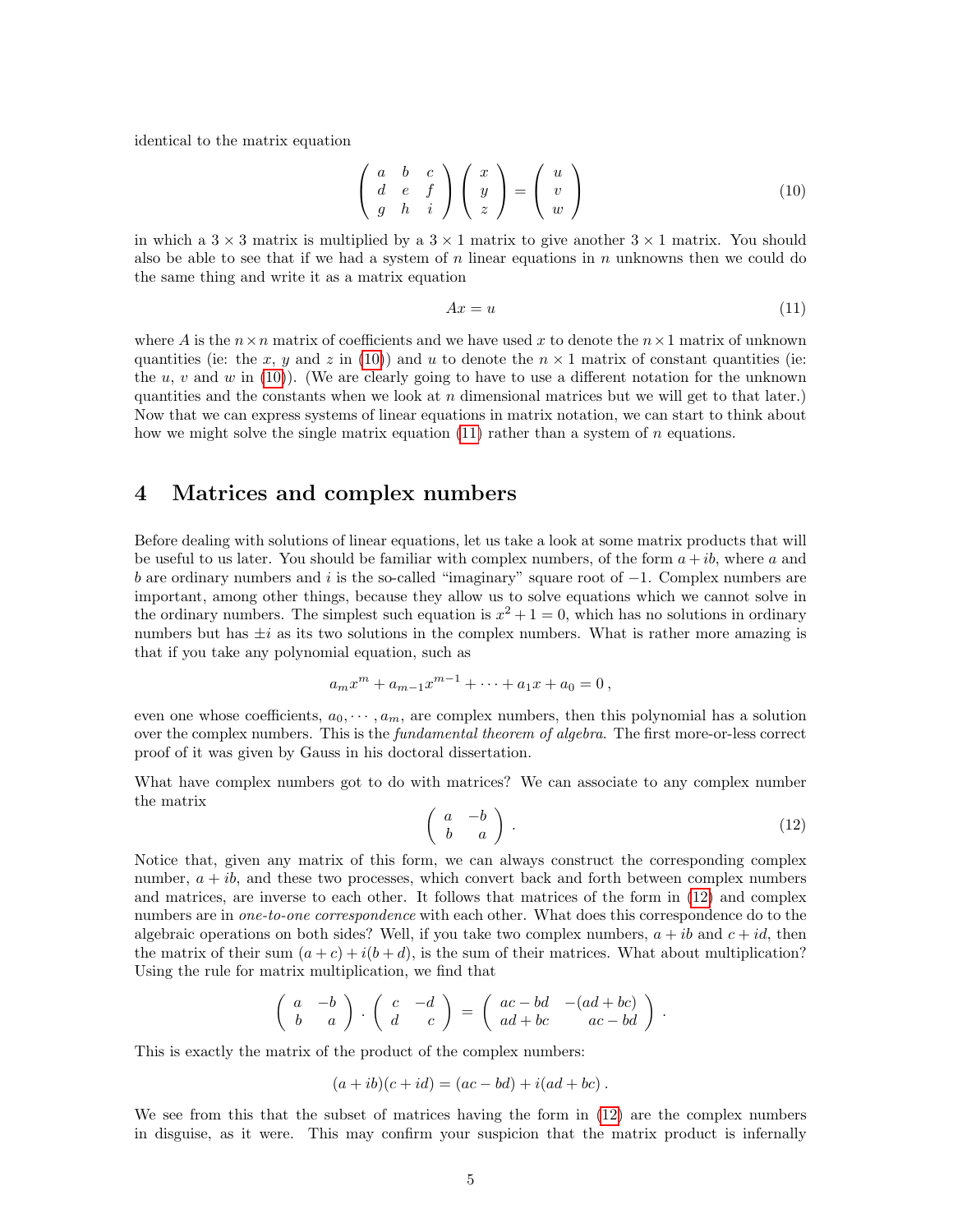identical to the matrix equation

$$\begin{pmatrix} a & b & c \\ d & e & f \\ g & h & i \end{pmatrix} \begin{pmatrix} x \\ y \\ z \end{pmatrix} = \begin{pmatrix} u \\ v \\ w \end{pmatrix} \tag{10}$$

in which a $3 \times 3$ matrix is multiplied by a $3 \times 1$ matrix to give another $3 \times 1$ matrix. You should also be able to see that if we had a system of $n$ linear equations in $n$ unknowns then we could do the same thing and write it as a matrix equation

$$Ax = u \tag{11}$$

where $A$ is the $n \times n$ matrix of coefficients and we have used $x$ to denote the $n \times 1$ matrix of unknown quantities (ie: the $x$, $y$ and $z$ in (10)) and $u$ to denote the $n \times 1$ matrix of constant quantities (ie: the $u$, $v$ and $w$ in (10)). (We are clearly going to have to use a different notation for the unknown quantities and the constants when we look at $n$ dimensional matrices but we will get to that later.) Now that we can express systems of linear equations in matrix notation, we can start to think about how we might solve the single matrix equation (11) rather than a system of $n$ equations.

## 4 Matrices and complex numbers

Before dealing with solutions of linear equations, let us take a look at some matrix products that will be useful to us later. You should be familiar with complex numbers, of the form $a + ib$, where $a$ and $b$ are ordinary numbers and $i$ is the so-called "imaginary" square root of $-1$. Complex numbers are important, among other things, because they allow us to solve equations which we cannot solve in the ordinary numbers. The simplest such equation is $x^2 + 1 = 0$, which has no solutions in ordinary numbers but has $\pm i$ as its two solutions in the complex numbers. What is rather more amazing is that if you take any polynomial equation, such as

$$a_m x^m + a_{m-1} x^{m-1} + \cdots + a_1 x + a_0 = 0 \,,$$

even one whose coefficients, $a_0, \cdots, a_m$, are complex numbers, then this polynomial has a solution over the complex numbers. This is the *fundamental theorem of algebra*. The first more-or-less correct proof of it was given by Gauss in his doctoral dissertation.

What have complex numbers got to do with matrices? We can associate to any complex number the matrix

$$\begin{pmatrix} a & -b \\ b & a \end{pmatrix} . \tag{12}$$

Notice that, given any matrix of this form, we can always construct the corresponding complex number, $a + ib$, and these two processes, which convert back and forth between complex numbers and matrices, are inverse to each other. It follows that matrices of the form in (12) and complex numbers are in *one-to-one correspondence* with each other. What does this correspondence do to the algebraic operations on both sides? Well, if you take two complex numbers, $a + ib$ and $c + id$, then the matrix of their sum $(a + c) + i(b + d)$, is the sum of their matrices. What about multiplication? Using the rule for matrix multiplication, we find that

$$\begin{pmatrix} a & -b \\ b & a \end{pmatrix} \cdot \begin{pmatrix} c & -d \\ d & c \end{pmatrix} = \begin{pmatrix} ac - bd & -(ad + bc) \\ ad + bc & ac - bd \end{pmatrix} .$$

This is exactly the matrix of the product of the complex numbers:

$$(a + ib)(c + id) = (ac - bd) + i(ad + bc) \,.$$

We see from this that the subset of matrices having the form in (12) are the complex numbers in disguise, as it were. This may confirm your suspicion that the matrix product is infernally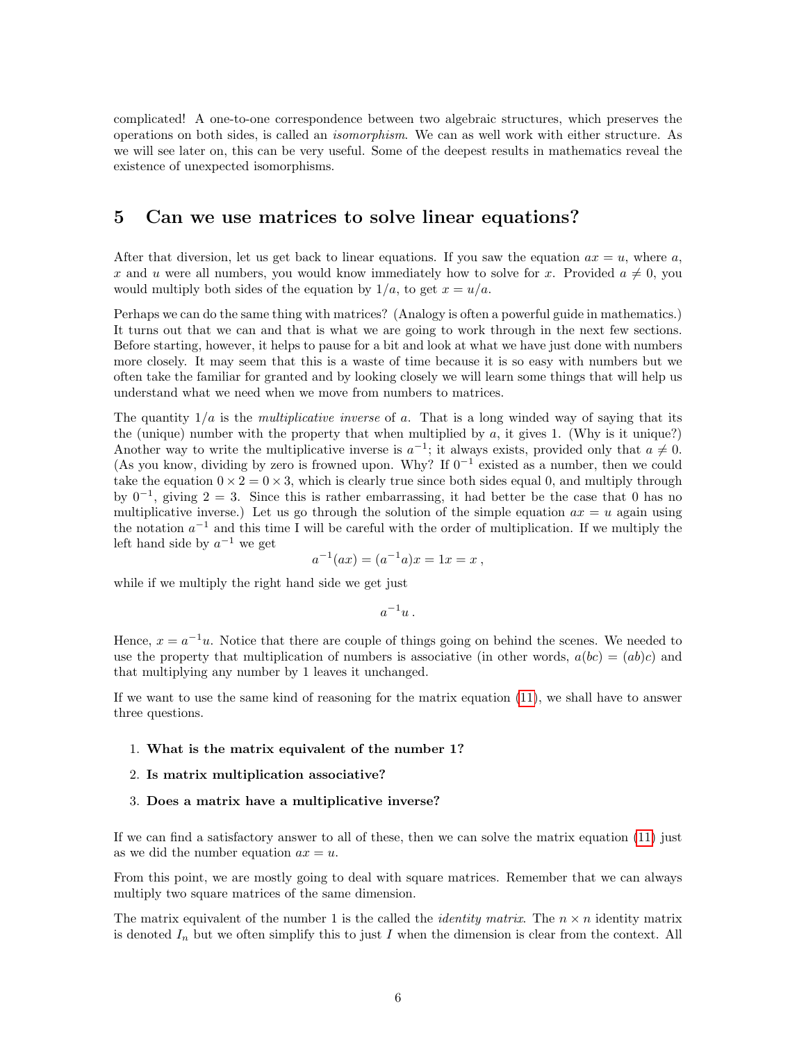complicated! A one-to-one correspondence between two algebraic structures, which preserves the operations on both sides, is called an *isomorphism*. We can as well work with either structure. As we will see later on, this can be very useful. Some of the deepest results in mathematics reveal the existence of unexpected isomorphisms.

## 5 Can we use matrices to solve linear equations?

After that diversion, let us get back to linear equations. If you saw the equation $ax = u$, where $a$, $x$ and $u$ were all numbers, you would know immediately how to solve for $x$. Provided $a \neq 0$, you would multiply both sides of the equation by $1/a$, to get $x = u/a$.

Perhaps we can do the same thing with matrices? (Analogy is often a powerful guide in mathematics.) It turns out that we can and that is what we are going to work through in the next few sections. Before starting, however, it helps to pause for a bit and look at what we have just done with numbers more closely. It may seem that this is a waste of time because it is so easy with numbers but we often take the familiar for granted and by looking closely we will learn some things that will help us understand what we need when we move from numbers to matrices.

The quantity $1/a$ is the *multiplicative inverse* of $a$. That is a long winded way of saying that its the (unique) number with the property that when multiplied by $a$, it gives 1. (Why is it unique?) Another way to write the multiplicative inverse is $a^{-1}$; it always exists, provided only that $a \neq 0$. (As you know, dividing by zero is frowned upon. Why? If $0^{-1}$ existed as a number, then we could take the equation $0 \times 2 = 0 \times 3$, which is clearly true since both sides equal 0, and multiply through by $0^{-1}$, giving $2 = 3$. Since this is rather embarrassing, it had better be the case that 0 has no multiplicative inverse.) Let us go through the solution of the simple equation $ax = u$ again using the notation $a^{-1}$ and this time I will be careful with the order of multiplication. If we multiply the left hand side by $a^{-1}$ we get

$$a^{-1}(ax) = (a^{-1}a)x = 1x = x\,,$$

while if we multiply the right hand side we get just

$$a^{-1}u\,.$$

Hence, $x = a^{-1}u$. Notice that there are couple of things going on behind the scenes. We needed to use the property that multiplication of numbers is associative (in other words, $a(bc) = (ab)c$) and that multiplying any number by 1 leaves it unchanged.

If we want to use the same kind of reasoning for the matrix equation (11), we shall have to answer three questions.

1. **What is the matrix equivalent of the number 1?**
2. **Is matrix multiplication associative?**
3. **Does a matrix have a multiplicative inverse?**

If we can find a satisfactory answer to all of these, then we can solve the matrix equation (11) just as we did the number equation $ax = u$.

From this point, we are mostly going to deal with square matrices. Remember that we can always multiply two square matrices of the same dimension.

The matrix equivalent of the number 1 is the called the *identity matrix*. The $n \times n$ identity matrix is denoted $I_n$ but we often simplify this to just $I$ when the dimension is clear from the context. All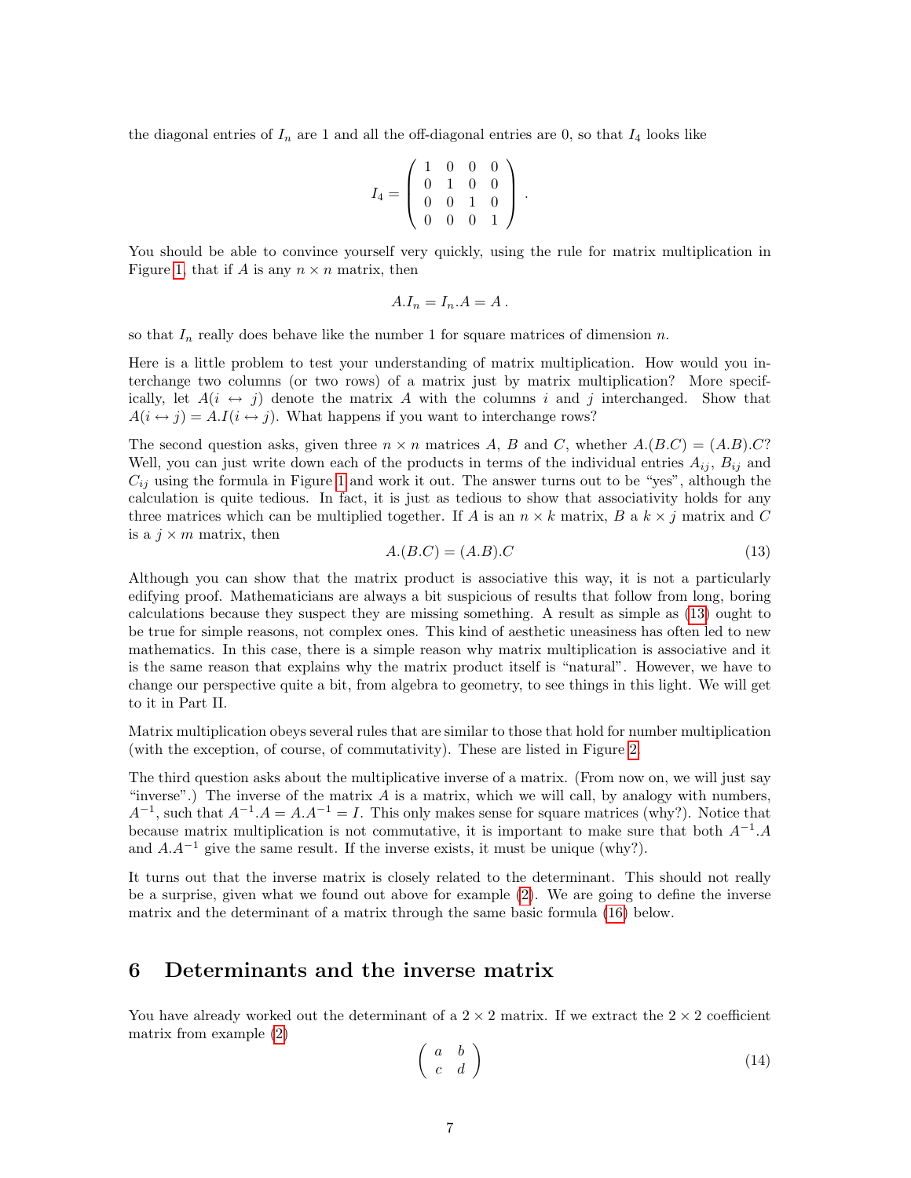the diagonal entries of $I_n$ are 1 and all the off-diagonal entries are 0, so that $I_4$ looks like

$$I_4 = \begin{pmatrix} 1 & 0 & 0 & 0 \\ 0 & 1 & 0 & 0 \\ 0 & 0 & 1 & 0 \\ 0 & 0 & 0 & 1 \end{pmatrix} .$$

You should be able to convince yourself very quickly, using the rule for matrix multiplication in Figure 1, that if $A$ is any $n \times n$ matrix, then

$$A.I_n = I_n.A = A \,.$$

so that $I_n$ really does behave like the number 1 for square matrices of dimension $n$.

Here is a little problem to test your understanding of matrix multiplication. How would you interchange two columns (or two rows) of a matrix just by matrix multiplication? More specifically, let $A(i \leftrightarrow j)$ denote the matrix $A$ with the columns $i$ and $j$ interchanged. Show that $A(i \leftrightarrow j) = A.I(i \leftrightarrow j)$. What happens if you want to interchange rows?

The second question asks, given three $n \times n$ matrices $A$, $B$ and $C$, whether $A.(B.C) = (A.B).C$? Well, you can just write down each of the products in terms of the individual entries $A_{ij}$, $B_{ij}$ and $C_{ij}$ using the formula in Figure 1 and work it out. The answer turns out to be "yes", although the calculation is quite tedious. In fact, it is just as tedious to show that associativity holds for any three matrices which can be multiplied together. If $A$ is an $n \times k$ matrix, $B$ a $k \times j$ matrix and $C$ is a $j \times m$ matrix, then

$$A.(B.C) = (A.B).C \tag{13}$$

Although you can show that the matrix product is associative this way, it is not a particularly edifying proof. Mathematicians are always a bit suspicious of results that follow from long, boring calculations because they suspect they are missing something. A result as simple as (13) ought to be true for simple reasons, not complex ones. This kind of aesthetic uneasiness has often led to new mathematics. In this case, there is a simple reason why matrix multiplication is associative and it is the same reason that explains why the matrix product itself is "natural". However, we have to change our perspective quite a bit, from algebra to geometry, to see things in this light. We will get to it in Part II.

Matrix multiplication obeys several rules that are similar to those that hold for number multiplication (with the exception, of course, of commutativity). These are listed in Figure 2.

The third question asks about the multiplicative inverse of a matrix. (From now on, we will just say "inverse".) The inverse of the matrix $A$ is a matrix, which we will call, by analogy with numbers, $A^{-1}$, such that $A^{-1}.A = A.A^{-1} = I$. This only makes sense for square matrices (why?). Notice that because matrix multiplication is not commutative, it is important to make sure that both $A^{-1}.A$ and $A.A^{-1}$ give the same result. If the inverse exists, it must be unique (why?).

It turns out that the inverse matrix is closely related to the determinant. This should not really be a surprise, given what we found out above for example (2). We are going to define the inverse matrix and the determinant of a matrix through the same basic formula (16) below.

## 6 Determinants and the inverse matrix

You have already worked out the determinant of a $2 \times 2$ matrix. If we extract the $2 \times 2$ coefficient matrix from example (2)

$$\begin{pmatrix} a & b \\ c & d \end{pmatrix} \tag{14}$$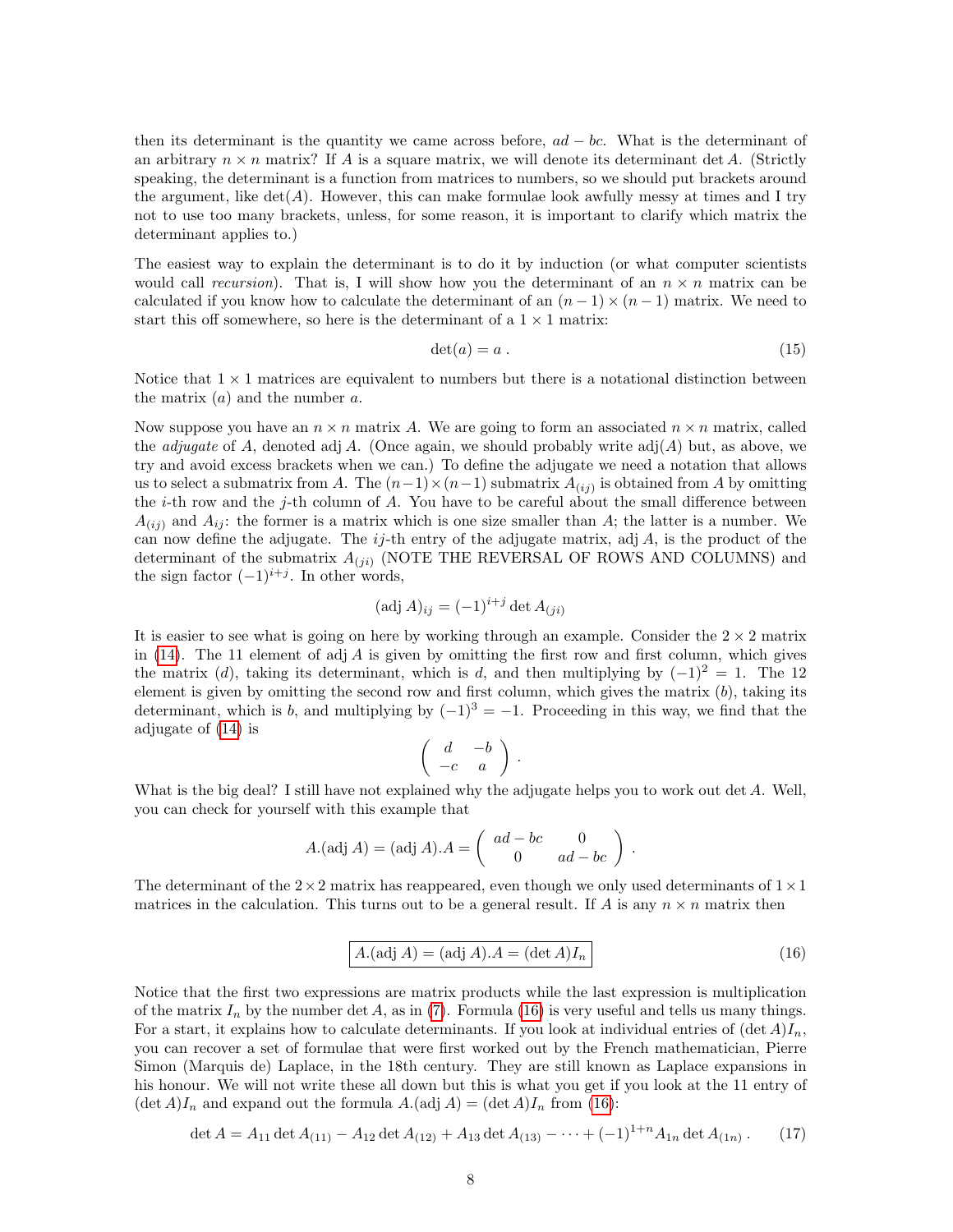then its determinant is the quantity we came across before, $ad - bc$. What is the determinant of an arbitrary $n \times n$ matrix? If $A$ is a square matrix, we will denote its determinant $\det A$. (Strictly speaking, the determinant is a function from matrices to numbers, so we should put brackets around the argument, like $\det(A)$. However, this can make formulae look awfully messy at times and I try not to use too many brackets, unless, for some reason, it is important to clarify which matrix the determinant applies to.)

The easiest way to explain the determinant is to do it by induction (or what computer scientists would call *recursion*). That is, I will show how you the determinant of an $n \times n$ matrix can be calculated if you know how to calculate the determinant of an $(n-1) \times (n-1)$ matrix. We need to start this off somewhere, so here is the determinant of a $1 \times 1$ matrix:

$$\det(a) = a \,. \tag{15}$$

Notice that $1 \times 1$ matrices are equivalent to numbers but there is a notational distinction between the matrix $(a)$ and the number $a$.

Now suppose you have an $n \times n$ matrix $A$. We are going to form an associated $n \times n$ matrix, called the *adjugate* of $A$, denoted $\text{adj}\, A$. (Once again, we should probably write $\text{adj}(A)$ but, as above, we try and avoid excess brackets when we can.) To define the adjugate we need a notation that allows us to select a submatrix from $A$. The $(n-1) \times (n-1)$ submatrix $A_{(ij)}$ is obtained from $A$ by omitting the $i$-th row and the $j$-th column of $A$. You have to be careful about the small difference between $A_{(ij)}$ and $A_{ij}$: the former is a matrix which is one size smaller than $A$; the latter is a number. We can now define the adjugate. The $ij$-th entry of the adjugate matrix, $\text{adj}\, A$, is the product of the determinant of the submatrix $A_{(ji)}$ (NOTE THE REVERSAL OF ROWS AND COLUMNS) and the sign factor $(-1)^{i+j}$. In other words,

$$(\text{adj}\, A)_{ij} = (-1)^{i+j} \det A_{(ji)}$$

It is easier to see what is going on here by working through an example. Consider the $2 \times 2$ matrix in (14). The 11 element of $\text{adj}\, A$ is given by omitting the first row and first column, which gives the matrix $(d)$, taking its determinant, which is $d$, and then multiplying by $(-1)^2 = 1$. The 12 element is given by omitting the second row and first column, which gives the matrix $(b)$, taking its determinant, which is $b$, and multiplying by $(-1)^3 = -1$. Proceeding in this way, we find that the adjugate of (14) is

$$\begin{pmatrix} d & -b \\ -c & a \end{pmatrix} .$$

What is the big deal? I still have not explained why the adjugate helps you to work out $\det A$. Well, you can check for yourself with this example that

$$A.(\text{adj}\, A) = (\text{adj}\, A).A = \begin{pmatrix} ad - bc & 0 \\ 0 & ad - bc \end{pmatrix} .$$

The determinant of the $2 \times 2$ matrix has reappeared, even though we only used determinants of $1 \times 1$ matrices in the calculation. This turns out to be a general result. If $A$ is any $n \times n$ matrix then

$$\boxed{A.(\text{adj}\, A) = (\text{adj}\, A).A = (\det A) I_n} \tag{16}$$

Notice that the first two expressions are matrix products while the last expression is multiplication of the matrix $I_n$ by the number $\det A$, as in (7). Formula (16) is very useful and tells us many things. For a start, it explains how to calculate determinants. If you look at individual entries of $(\det A) I_n$, you can recover a set of formulae that were first worked out by the French mathematician, Pierre Simon (Marquis de) Laplace, in the 18th century. They are still known as Laplace expansions in his honour. We will not write these all down but this is what you get if you look at the 11 entry of $(\det A) I_n$ and expand out the formula $A.(\text{adj}\, A) = (\det A) I_n$ from (16):

$$\det A = A_{11} \det A_{(11)} - A_{12} \det A_{(12)} + A_{13} \det A_{(13)} - \cdots + (-1)^{1+n} A_{1n} \det A_{(1n)} \,. \tag{17}$$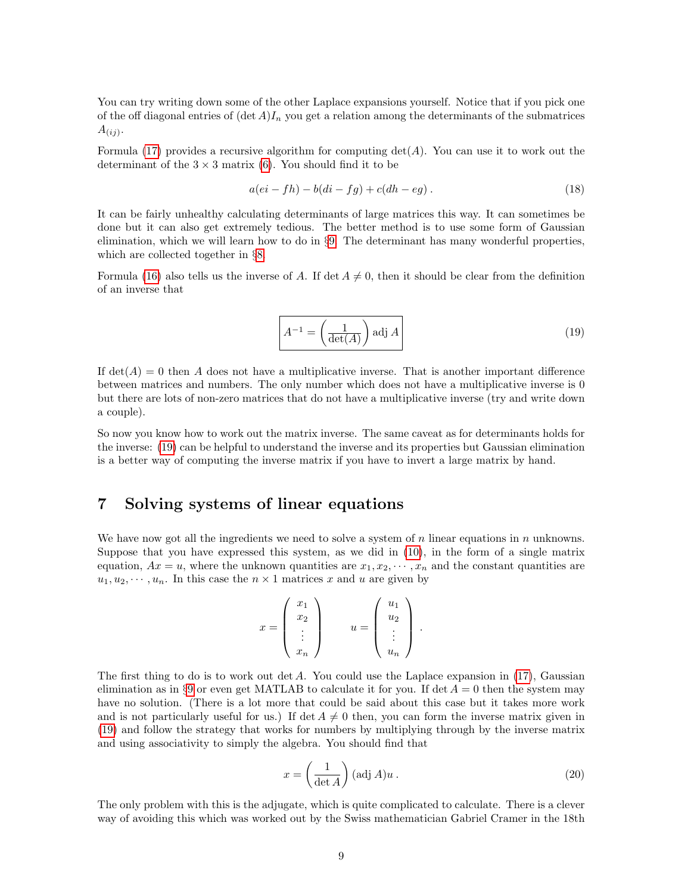You can try writing down some of the other Laplace expansions yourself. Notice that if you pick one of the off diagonal entries of $(\det A)I_n$ you get a relation among the determinants of the submatrices $A_{(ij)}$.

Formula (17) provides a recursive algorithm for computing $\det(A)$. You can use it to work out the determinant of the $3 \times 3$ matrix (6). You should find it to be

$$a(ei - fh) - b(di - fg) + c(dh - eg)\,. \tag{18}$$

It can be fairly unhealthy calculating determinants of large matrices this way. It can sometimes be done but it can also get extremely tedious. The better method is to use some form of Gaussian elimination, which we will learn how to do in §9. The determinant has many wonderful properties, which are collected together in §8.

Formula (16) also tells us the inverse of $A$. If $\det A \neq 0$, then it should be clear from the definition of an inverse that

$$\boxed{A^{-1} = \left(\frac{1}{\det(A)}\right) \operatorname{adj} A} \tag{19}$$

If $\det(A) = 0$ then $A$ does not have a multiplicative inverse. That is another important difference between matrices and numbers. The only number which does not have a multiplicative inverse is 0 but there are lots of non-zero matrices that do not have a multiplicative inverse (try and write down a couple).

So now you know how to work out the matrix inverse. The same caveat as for determinants holds for the inverse: (19) can be helpful to understand the inverse and its properties but Gaussian elimination is a better way of computing the inverse matrix if you have to invert a large matrix by hand.

# 7 Solving systems of linear equations

We have now got all the ingredients we need to solve a system of $n$ linear equations in $n$ unknowns. Suppose that you have expressed this system, as we did in (10), in the form of a single matrix equation, $Ax = u$, where the unknown quantities are $x_1, x_2, \cdots, x_n$ and the constant quantities are $u_1, u_2, \cdots, u_n$. In this case the $n \times 1$ matrices $x$ and $u$ are given by

$$x = \begin{pmatrix} x_1 \\ x_2 \\ \vdots \\ x_n \end{pmatrix} \qquad u = \begin{pmatrix} u_1 \\ u_2 \\ \vdots \\ u_n \end{pmatrix}\,.$$

The first thing to do is to work out $\det A$. You could use the Laplace expansion in (17), Gaussian elimination as in §9 or even get MATLAB to calculate it for you. If $\det A = 0$ then the system may have no solution. (There is a lot more that could be said about this case but it takes more work and is not particularly useful for us.) If $\det A \neq 0$ then, you can form the inverse matrix given in (19) and follow the strategy that works for numbers by multiplying through by the inverse matrix and using associativity to simply the algebra. You should find that

$$x = \left(\frac{1}{\det A}\right) (\operatorname{adj} A)u\,. \tag{20}$$

The only problem with this is the adjugate, which is quite complicated to calculate. There is a clever way of avoiding this which was worked out by the Swiss mathematician Gabriel Cramer in the 18th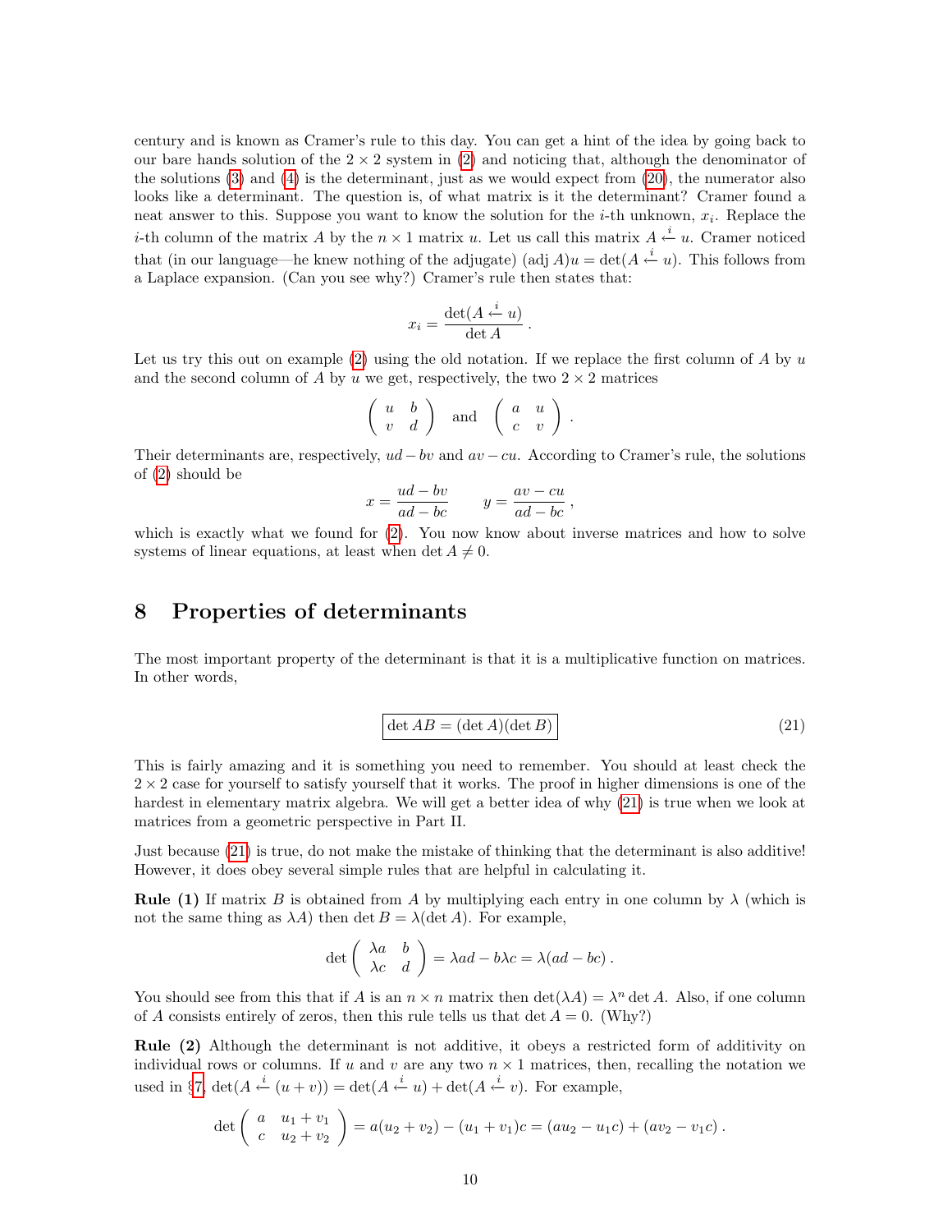century and is known as Cramer's rule to this day. You can get a hint of the idea by going back to our bare hands solution of the $2 \times 2$ system in (2) and noticing that, although the denominator of the solutions (3) and (4) is the determinant, just as we would expect from (20), the numerator also looks like a determinant. The question is, of what matrix is it the determinant? Cramer found a neat answer to this. Suppose you want to know the solution for the $i$-th unknown, $x_i$. Replace the $i$-th column of the matrix $A$ by the $n \times 1$ matrix $u$. Let us call this matrix $A \stackrel{i}{\leftarrow} u$. Cramer noticed that (in our language—he knew nothing of the adjugate) $(\mathrm{adj}\, A)u = \det(A \stackrel{i}{\leftarrow} u)$. This follows from a Laplace expansion. (Can you see why?) Cramer's rule then states that:

$$x_i = \frac{\det(A \stackrel{i}{\leftarrow} u)}{\det A}\,.$$

Let us try this out on example (2) using the old notation. If we replace the first column of $A$ by $u$ and the second column of $A$ by $u$ we get, respectively, the two $2 \times 2$ matrices

$$\begin{pmatrix} u & b \\ v & d \end{pmatrix} \quad \text{and} \quad \begin{pmatrix} a & u \\ c & v \end{pmatrix}\,.$$

Their determinants are, respectively, $ud - bv$ and $av - cu$. According to Cramer's rule, the solutions of (2) should be

$$x = \frac{ud - bv}{ad - bc} \qquad y = \frac{av - cu}{ad - bc}\,,$$

which is exactly what we found for (2). You now know about inverse matrices and how to solve systems of linear equations, at least when $\det A \neq 0$.

## 8 Properties of determinants

The most important property of the determinant is that it is a multiplicative function on matrices. In other words,

$$\boxed{\det AB = (\det A)(\det B)} \qquad (21)$$

This is fairly amazing and it is something you need to remember. You should at least check the $2 \times 2$ case for yourself to satisfy yourself that it works. The proof in higher dimensions is one of the hardest in elementary matrix algebra. We will get a better idea of why (21) is true when we look at matrices from a geometric perspective in Part II.

Just because (21) is true, do not make the mistake of thinking that the determinant is also additive! However, it does obey several simple rules that are helpful in calculating it.

**Rule (1)** If matrix $B$ is obtained from $A$ by multiplying each entry in one column by $\lambda$ (which is not the same thing as $\lambda A$) then $\det B = \lambda(\det A)$. For example,

$$\det \begin{pmatrix} \lambda a & b \\ \lambda c & d \end{pmatrix} = \lambda ad - b\lambda c = \lambda(ad - bc)\,.$$

You should see from this that if $A$ is an $n \times n$ matrix then $\det(\lambda A) = \lambda^n \det A$. Also, if one column of $A$ consists entirely of zeros, then this rule tells us that $\det A = 0$. (Why?)

**Rule (2)** Although the determinant is not additive, it obeys a restricted form of additivity on individual rows or columns. If $u$ and $v$ are any two $n \times 1$ matrices, then, recalling the notation we used in §7, $\det(A \stackrel{i}{\leftarrow} (u + v)) = \det(A \stackrel{i}{\leftarrow} u) + \det(A \stackrel{i}{\leftarrow} v)$. For example,

$$\det \begin{pmatrix} a & u_1 + v_1 \\ c & u_2 + v_2 \end{pmatrix} = a(u_2 + v_2) - (u_1 + v_1)c = (au_2 - u_1 c) + (av_2 - v_1 c)\,.$$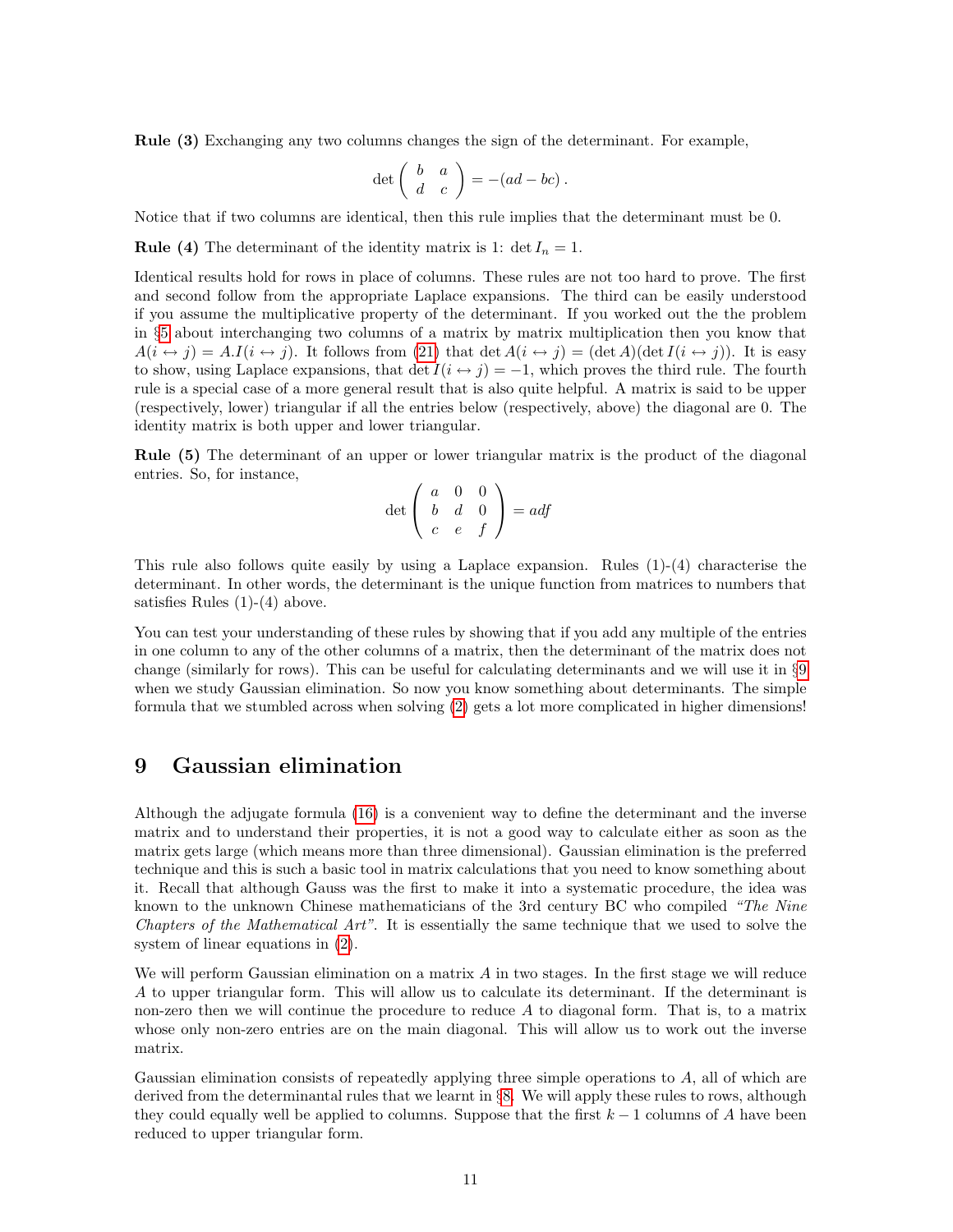**Rule (3)** Exchanging any two columns changes the sign of the determinant. For example,

$$\det \begin{pmatrix} b & a \\ d & c \end{pmatrix} = -(ad - bc)\,.$$

Notice that if two columns are identical, then this rule implies that the determinant must be 0.

**Rule (4)** The determinant of the identity matrix is 1: $\det I_n = 1$.

Identical results hold for rows in place of columns. These rules are not too hard to prove. The first and second follow from the appropriate Laplace expansions. The third can be easily understood if you assume the multiplicative property of the determinant. If you worked out the the problem in §5 about interchanging two columns of a matrix by matrix multiplication then you know that $A(i \leftrightarrow j) = A.I(i \leftrightarrow j)$. It follows from (21) that $\det A(i \leftrightarrow j) = (\det A)(\det I(i \leftrightarrow j))$. It is easy to show, using Laplace expansions, that $\det I(i \leftrightarrow j) = -1$, which proves the third rule. The fourth rule is a special case of a more general result that is also quite helpful. A matrix is said to be upper (respectively, lower) triangular if all the entries below (respectively, above) the diagonal are 0. The identity matrix is both upper and lower triangular.

**Rule (5)** The determinant of an upper or lower triangular matrix is the product of the diagonal entries. So, for instance,

$$\det \begin{pmatrix} a & 0 & 0 \\ b & d & 0 \\ c & e & f \end{pmatrix} = adf$$

This rule also follows quite easily by using a Laplace expansion. Rules (1)-(4) characterise the determinant. In other words, the determinant is the unique function from matrices to numbers that satisfies Rules (1)-(4) above.

You can test your understanding of these rules by showing that if you add any multiple of the entries in one column to any of the other columns of a matrix, then the determinant of the matrix does not change (similarly for rows). This can be useful for calculating determinants and we will use it in §9 when we study Gaussian elimination. So now you know something about determinants. The simple formula that we stumbled across when solving (2) gets a lot more complicated in higher dimensions!

# 9 Gaussian elimination

Although the adjugate formula (16) is a convenient way to define the determinant and the inverse matrix and to understand their properties, it is not a good way to calculate either as soon as the matrix gets large (which means more than three dimensional). Gaussian elimination is the preferred technique and this is such a basic tool in matrix calculations that you need to know something about it. Recall that although Gauss was the first to make it into a systematic procedure, the idea was known to the unknown Chinese mathematicians of the 3rd century BC who compiled *"The Nine Chapters of the Mathematical Art"*. It is essentially the same technique that we used to solve the system of linear equations in (2).

We will perform Gaussian elimination on a matrix $A$ in two stages. In the first stage we will reduce $A$ to upper triangular form. This will allow us to calculate its determinant. If the determinant is non-zero then we will continue the procedure to reduce $A$ to diagonal form. That is, to a matrix whose only non-zero entries are on the main diagonal. This will allow us to work out the inverse matrix.

Gaussian elimination consists of repeatedly applying three simple operations to $A$, all of which are derived from the determinantal rules that we learnt in §8. We will apply these rules to rows, although they could equally well be applied to columns. Suppose that the first $k-1$ columns of $A$ have been reduced to upper triangular form.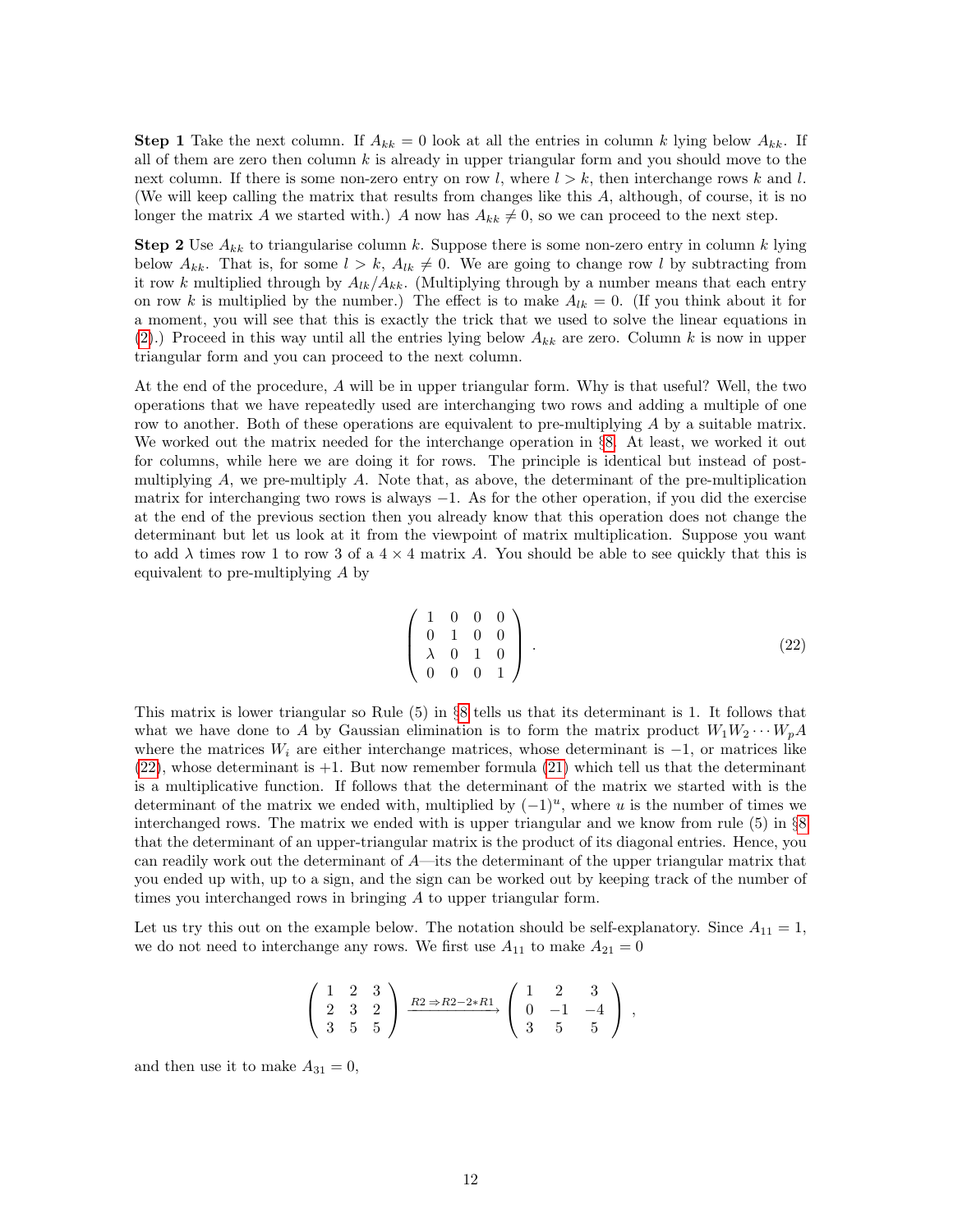**Step 1** Take the next column. If $A_{kk} = 0$ look at all the entries in column $k$ lying below $A_{kk}$. If all of them are zero then column $k$ is already in upper triangular form and you should move to the next column. If there is some non-zero entry on row $l$, where $l > k$, then interchange rows $k$ and $l$. (We will keep calling the matrix that results from changes like this $A$, although, of course, it is no longer the matrix $A$ we started with.) $A$ now has $A_{kk} \neq 0$, so we can proceed to the next step.

**Step 2** Use $A_{kk}$ to triangularise column $k$. Suppose there is some non-zero entry in column $k$ lying below $A_{kk}$. That is, for some $l > k$, $A_{lk} \neq 0$. We are going to change row $l$ by subtracting from it row $k$ multiplied through by $A_{lk}/A_{kk}$. (Multiplying through by a number means that each entry on row $k$ is multiplied by the number.) The effect is to make $A_{lk} = 0$. (If you think about it for a moment, you will see that this is exactly the trick that we used to solve the linear equations in (2).) Proceed in this way until all the entries lying below $A_{kk}$ are zero. Column $k$ is now in upper triangular form and you can proceed to the next column.

At the end of the procedure, $A$ will be in upper triangular form. Why is that useful? Well, the two operations that we have repeatedly used are interchanging two rows and adding a multiple of one row to another. Both of these operations are equivalent to pre-multiplying $A$ by a suitable matrix. We worked out the matrix needed for the interchange operation in §8. At least, we worked it out for columns, while here we are doing it for rows. The principle is identical but instead of post-multiplying $A$, we pre-multiply $A$. Note that, as above, the determinant of the pre-multiplication matrix for interchanging two rows is always $-1$. As for the other operation, if you did the exercise at the end of the previous section then you already know that this operation does not change the determinant but let us look at it from the viewpoint of matrix multiplication. Suppose you want to add $\lambda$ times row 1 to row 3 of a $4 \times 4$ matrix $A$. You should be able to see quickly that this is equivalent to pre-multiplying $A$ by

$$\begin{pmatrix} 1 & 0 & 0 & 0 \\ 0 & 1 & 0 & 0 \\ \lambda & 0 & 1 & 0 \\ 0 & 0 & 0 & 1 \end{pmatrix} . \tag{22}$$

This matrix is lower triangular so Rule (5) in §8 tells us that its determinant is 1. It follows that what we have done to $A$ by Gaussian elimination is to form the matrix product $W_1 W_2 \cdots W_p A$ where the matrices $W_i$ are either interchange matrices, whose determinant is $-1$, or matrices like (22), whose determinant is $+1$. But now remember formula (21) which tell us that the determinant is a multiplicative function. If follows that the determinant of the matrix we started with is the determinant of the matrix we ended with, multiplied by $(-1)^u$, where $u$ is the number of times we interchanged rows. The matrix we ended with is upper triangular and we know from rule (5) in §8 that the determinant of an upper-triangular matrix is the product of its diagonal entries. Hence, you can readily work out the determinant of $A$—its the determinant of the upper triangular matrix that you ended up with, up to a sign, and the sign can be worked out by keeping track of the number of times you interchanged rows in bringing $A$ to upper triangular form.

Let us try this out on the example below. The notation should be self-explanatory. Since $A_{11} = 1$, we do not need to interchange any rows. We first use $A_{11}$ to make $A_{21} = 0$

$$\begin{pmatrix} 1 & 2 & 3 \\ 2 & 3 & 2 \\ 3 & 5 & 5 \end{pmatrix} \xrightarrow{R2 \Rightarrow R2 - 2*R1} \begin{pmatrix} 1 & 2 & 3 \\ 0 & -1 & -4 \\ 3 & 5 & 5 \end{pmatrix} ,$$

and then use it to make $A_{31} = 0$,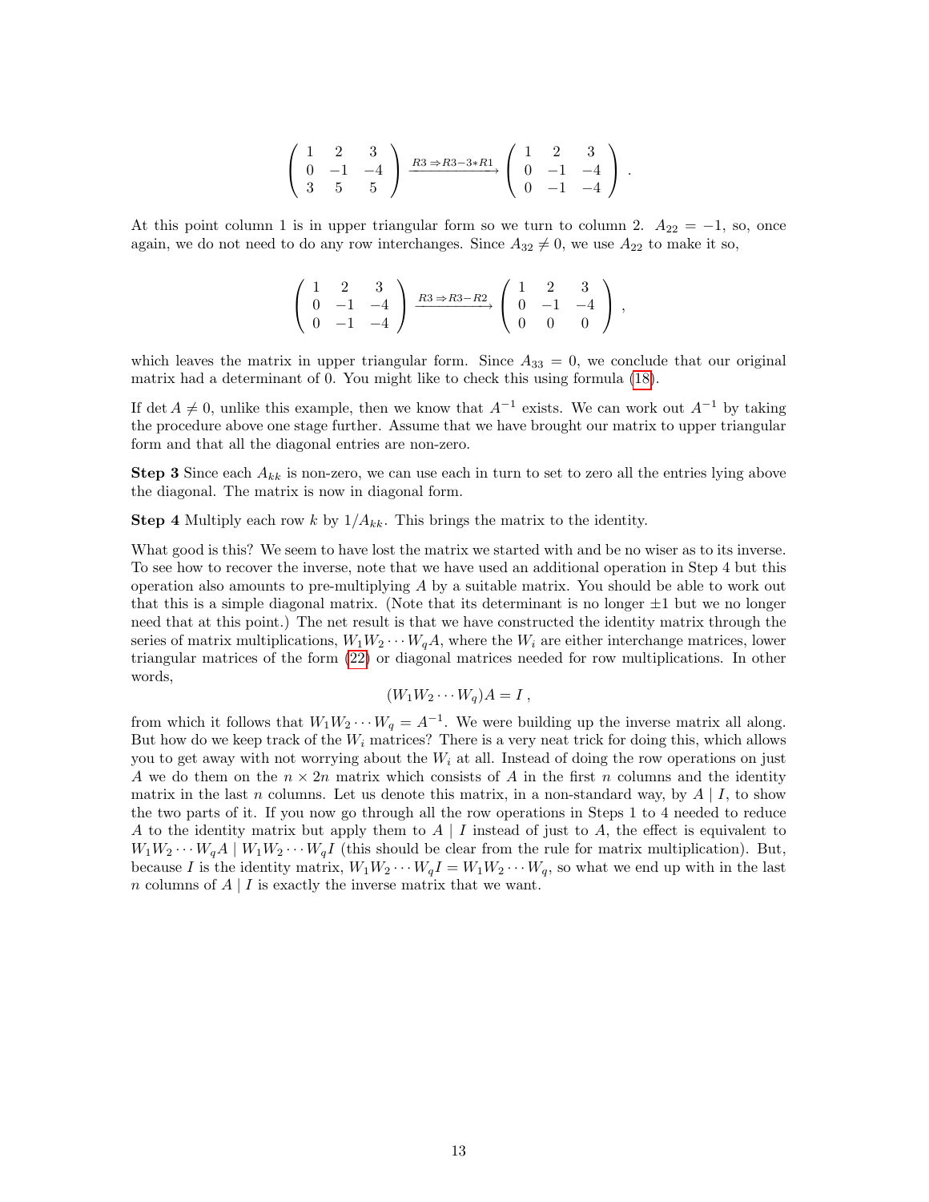$$\begin{pmatrix} 1 & 2 & 3 \\ 0 & -1 & -4 \\ 3 & 5 & 5 \end{pmatrix} \xrightarrow{R3 \Rightarrow R3 - 3*R1} \begin{pmatrix} 1 & 2 & 3 \\ 0 & -1 & -4 \\ 0 & -1 & -4 \end{pmatrix} .$$

At this point column 1 is in upper triangular form so we turn to column 2. $A_{22} = -1$, so, once again, we do not need to do any row interchanges. Since $A_{32} \neq 0$, we use $A_{22}$ to make it so,

$$\begin{pmatrix} 1 & 2 & 3 \\ 0 & -1 & -4 \\ 0 & -1 & -4 \end{pmatrix} \xrightarrow{R3 \Rightarrow R3 - R2} \begin{pmatrix} 1 & 2 & 3 \\ 0 & -1 & -4 \\ 0 & 0 & 0 \end{pmatrix} ,$$

which leaves the matrix in upper triangular form. Since $A_{33} = 0$, we conclude that our original matrix had a determinant of 0. You might like to check this using formula (18).

If $\det A \neq 0$, unlike this example, then we know that $A^{-1}$ exists. We can work out $A^{-1}$ by taking the procedure above one stage further. Assume that we have brought our matrix to upper triangular form and that all the diagonal entries are non-zero.

**Step 3** Since each $A_{kk}$ is non-zero, we can use each in turn to set to zero all the entries lying above the diagonal. The matrix is now in diagonal form.

**Step 4** Multiply each row $k$ by $1/A_{kk}$. This brings the matrix to the identity.

What good is this? We seem to have lost the matrix we started with and be no wiser as to its inverse. To see how to recover the inverse, note that we have used an additional operation in Step 4 but this operation also amounts to pre-multiplying $A$ by a suitable matrix. You should be able to work out that this is a simple diagonal matrix. (Note that its determinant is no longer $\pm 1$ but we no longer need that at this point.) The net result is that we have constructed the identity matrix through the series of matrix multiplications, $W_1 W_2 \cdots W_q A$, where the $W_i$ are either interchange matrices, lower triangular matrices of the form (22) or diagonal matrices needed for row multiplications. In other words,

$$(W_1 W_2 \cdots W_q) A = I ,$$

from which it follows that $W_1 W_2 \cdots W_q = A^{-1}$. We were building up the inverse matrix all along. But how do we keep track of the $W_i$ matrices? There is a very neat trick for doing this, which allows you to get away with not worrying about the $W_i$ at all. Instead of doing the row operations on just $A$ we do them on the $n \times 2n$ matrix which consists of $A$ in the first $n$ columns and the identity matrix in the last $n$ columns. Let us denote this matrix, in a non-standard way, by $A \mid I$, to show the two parts of it. If you now go through all the row operations in Steps 1 to 4 needed to reduce $A$ to the identity matrix but apply them to $A \mid I$ instead of just to $A$, the effect is equivalent to $W_1 W_2 \cdots W_q A \mid W_1 W_2 \cdots W_q I$ (this should be clear from the rule for matrix multiplication). But, because $I$ is the identity matrix, $W_1 W_2 \cdots W_q I = W_1 W_2 \cdots W_q$, so what we end up with in the last $n$ columns of $A \mid I$ is exactly the inverse matrix that we want.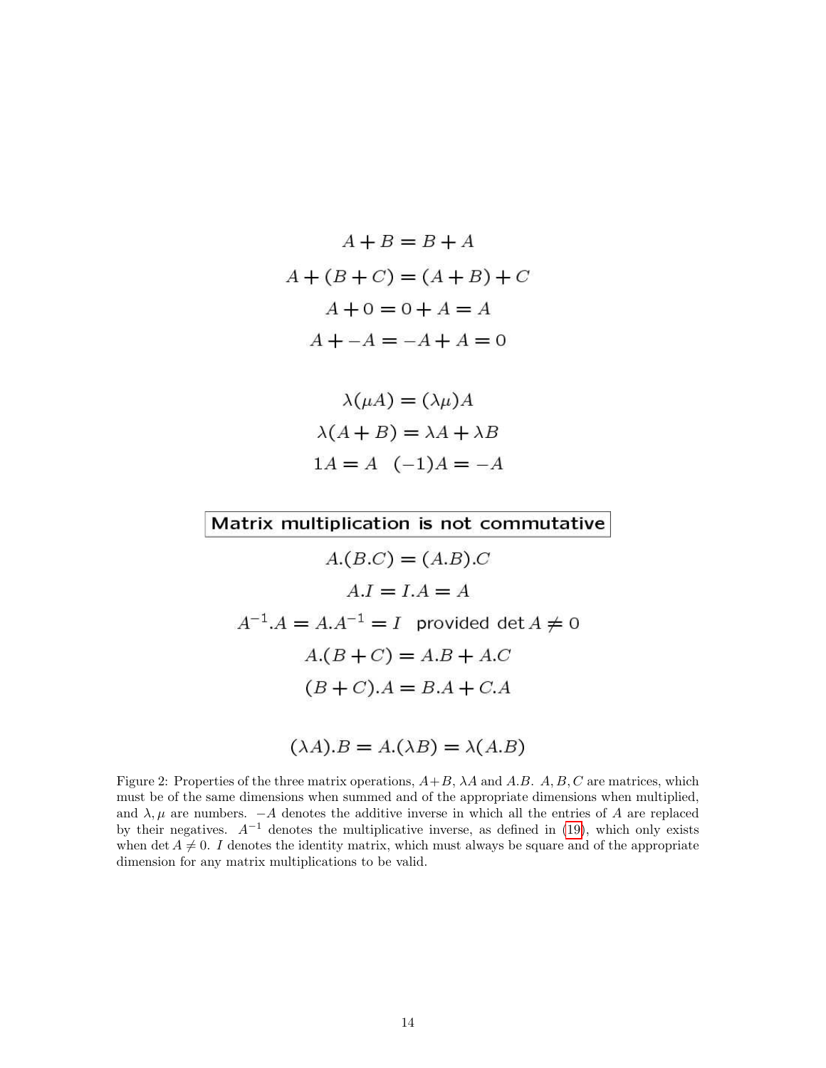$$A + B = B + A$$

$$A + (B + C) = (A + B) + C$$

$$A + 0 = 0 + A = A$$

$$A + -A = -A + A = 0$$

$$\lambda(\mu A) = (\lambda\mu)A$$

$$\lambda(A + B) = \lambda A + \lambda B$$

$$1A = A \quad (-1)A = -A$$

**Matrix multiplication is not commutative**

$$A.(B.C) = (A.B).C$$

$$A.I = I.A = A$$

$$A^{-1}.A = A.A^{-1} = I \quad \text{provided } \det A \neq 0$$

$$A.(B + C) = A.B + A.C$$

$$(B + C).A = B.A + C.A$$

$$(\lambda A).B = A.(\lambda B) = \lambda(A.B)$$

Figure 2: Properties of the three matrix operations, $A+B$, $\lambda A$ and $A.B$. $A, B, C$ are matrices, which must be of the same dimensions when summed and of the appropriate dimensions when multiplied, and $\lambda, \mu$ are numbers. $-A$ denotes the additive inverse in which all the entries of $A$ are replaced by their negatives. $A^{-1}$ denotes the multiplicative inverse, as defined in (19), which only exists when $\det A \neq 0$. $I$ denotes the identity matrix, which must always be square and of the appropriate dimension for any matrix multiplications to be valid.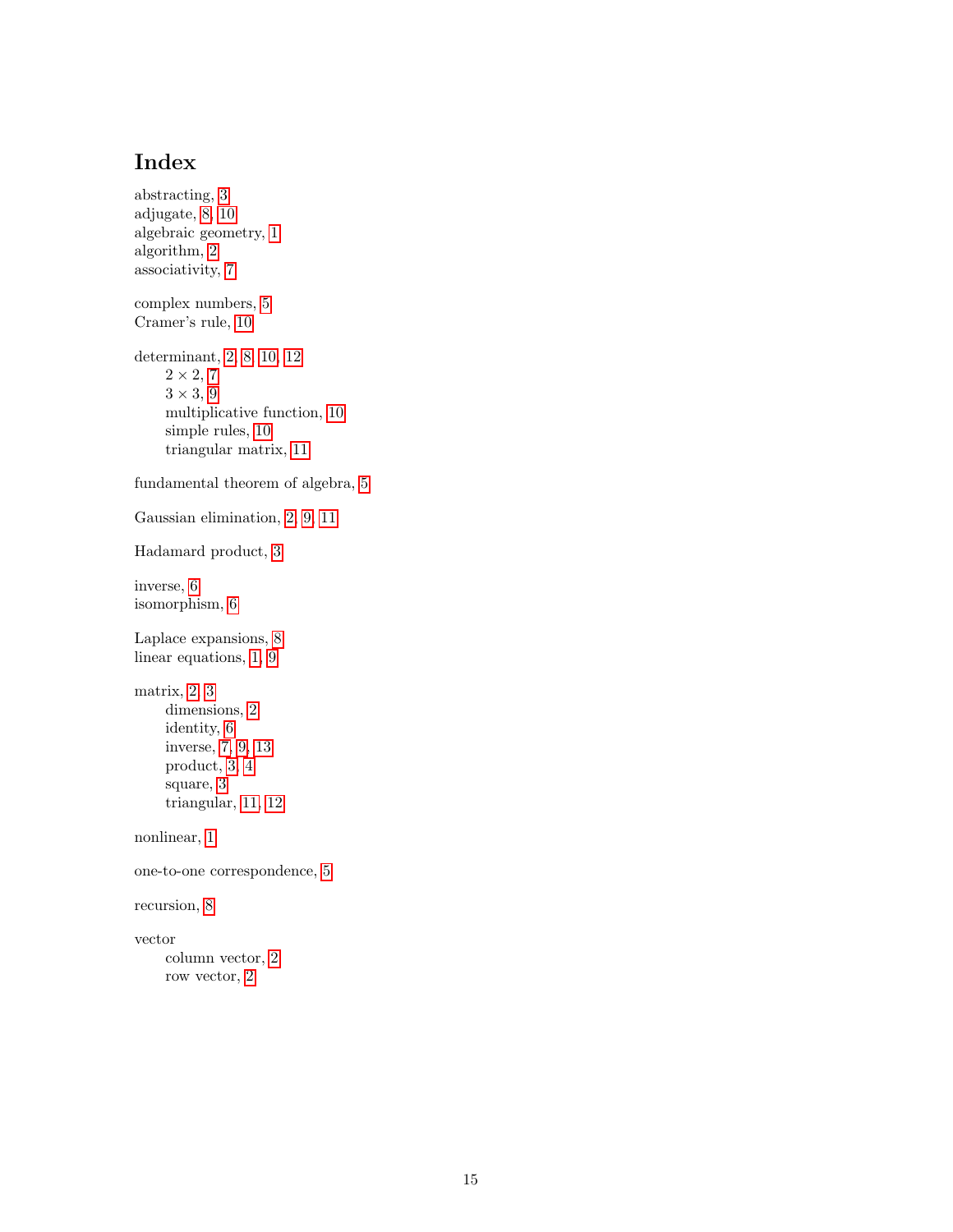# Index

abstracting, 3
adjugate, 8, 10
algebraic geometry, 1
algorithm, 2
associativity, 7

complex numbers, 5
Cramer's rule, 10

determinant, 2, 8, 10, 12
- $2 \times 2$, 7
- $3 \times 3$, 9
- multiplicative function, 10
- simple rules, 10
- triangular matrix, 11

fundamental theorem of algebra, 5

Gaussian elimination, 2, 9, 11

Hadamard product, 3

inverse, 6
isomorphism, 6

Laplace expansions, 8
linear equations, 1, 9

matrix, 2, 3
- dimensions, 2
- identity, 6
- inverse, 7, 9, 13
- product, 3, 4
- square, 3
- triangular, 11, 12

nonlinear, 1

one-to-one correspondence, 5

recursion, 8

vector
- column vector, 2
- row vector, 2